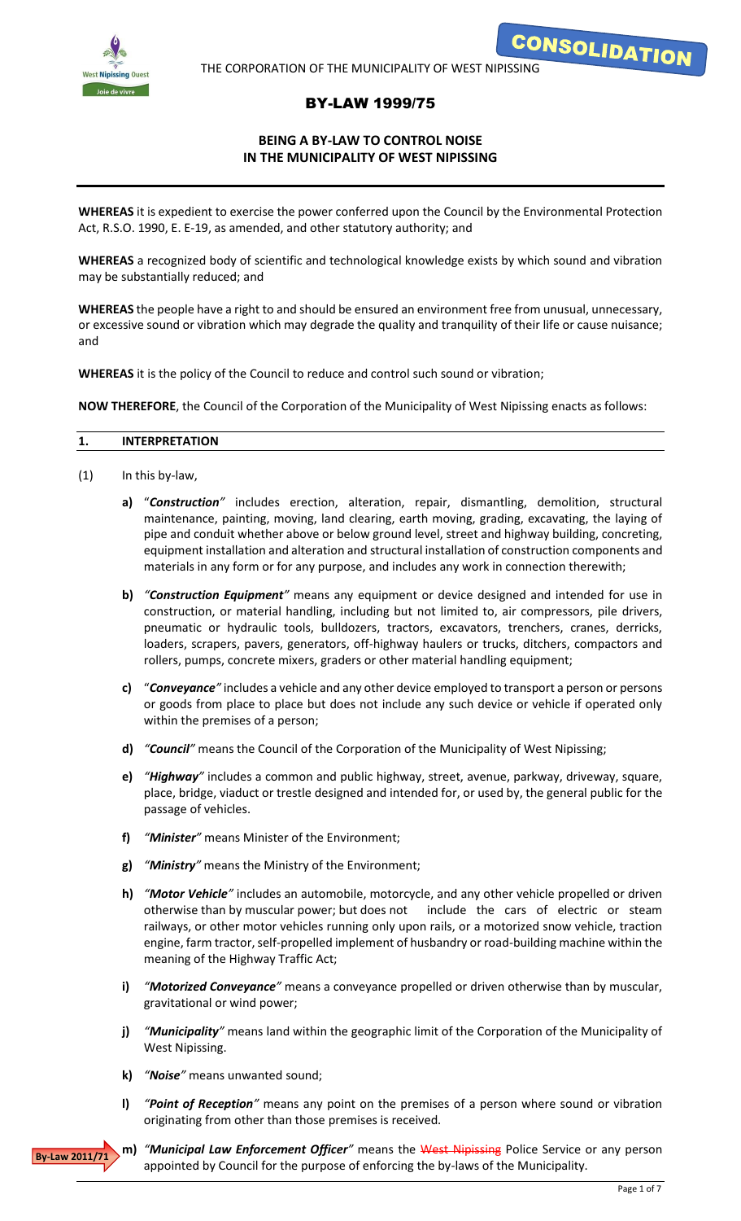THE CORPORATION OF THE MUNICIPALITY OF WEST NIPISSING

CONSOLIDATION

# BY-LAW 1999/75

## BEING A BY-LAW TO CONTROL NOISE IN THE MUNICIPALITY OF WEST NIPISSING

**WHEREAS** it is expedient to exercise the power conferred upon the Council by the Environmental Protection Act, R.S.O. 1990, E. E-19, as amended, and other statutory authority; and

**WHEREAS** a recognized body of scientific and technological knowledge exists by which sound and vibration may be substantially reduced; and

**WHEREAS** the people have a right to and should be ensured an environment free from unusual, unnecessary, or excessive sound or vibration which may degrade the quality and tranquility of their life or cause nuisance; and

**WHEREAS** it is the policy of the Council to reduce and control such sound or vibration;

**NOW THEREFORE**, the Council of the Corporation of the Municipality of West Nipissing enacts as follows:

## 1. INTERPRETATION

(1) In this by-law,

- **a)** "***Construction***" includes erection, alteration, repair, dismantling, demolition, structural maintenance, painting, moving, land clearing, earth moving, grading, excavating, the laying of pipe and conduit whether above or below ground level, street and highway building, concreting, equipment installation and alteration and structural installation of construction components and materials in any form or for any purpose, and includes any work in connection therewith;
- **b)** "***Construction Equipment***" means any equipment or device designed and intended for use in construction, or material handling, including but not limited to, air compressors, pile drivers, pneumatic or hydraulic tools, bulldozers, tractors, excavators, trenchers, cranes, derricks, loaders, scrapers, pavers, generators, off-highway haulers or trucks, ditchers, compactors and rollers, pumps, concrete mixers, graders or other material handling equipment;
- **c)** "***Conveyance***" includes a vehicle and any other device employed to transport a person or persons or goods from place to place but does not include any such device or vehicle if operated only within the premises of a person;
- **d)** "***Council***" means the Council of the Corporation of the Municipality of West Nipissing;
- **e)** "***Highway***" includes a common and public highway, street, avenue, parkway, driveway, square, place, bridge, viaduct or trestle designed and intended for, or used by, the general public for the passage of vehicles.
- **f)** "***Minister***" means Minister of the Environment;
- **g)** "***Ministry***" means the Ministry of the Environment;
- **h)** "***Motor Vehicle***" includes an automobile, motorcycle, and any other vehicle propelled or driven otherwise than by muscular power; but does not include the cars of electric or steam railways, or other motor vehicles running only upon rails, or a motorized snow vehicle, traction engine, farm tractor, self-propelled implement of husbandry or road-building machine within the meaning of the Highway Traffic Act;
- **i)** "***Motorized Conveyance***" means a conveyance propelled or driven otherwise than by muscular, gravitational or wind power;
- **j)** "***Municipality***" means land within the geographic limit of the Corporation of the Municipality of West Nipissing.
- **k)** "***Noise***" means unwanted sound;
- **l)** "***Point of Reception***" means any point on the premises of a person where sound or vibration originating from other than those premises is received.
- **m)** "***Municipal Law Enforcement Officer***" means the ~~West Nipissing~~ Police Service or any person appointed by Council for the purpose of enforcing the by-laws of the Municipality. (By-Law 2011/71)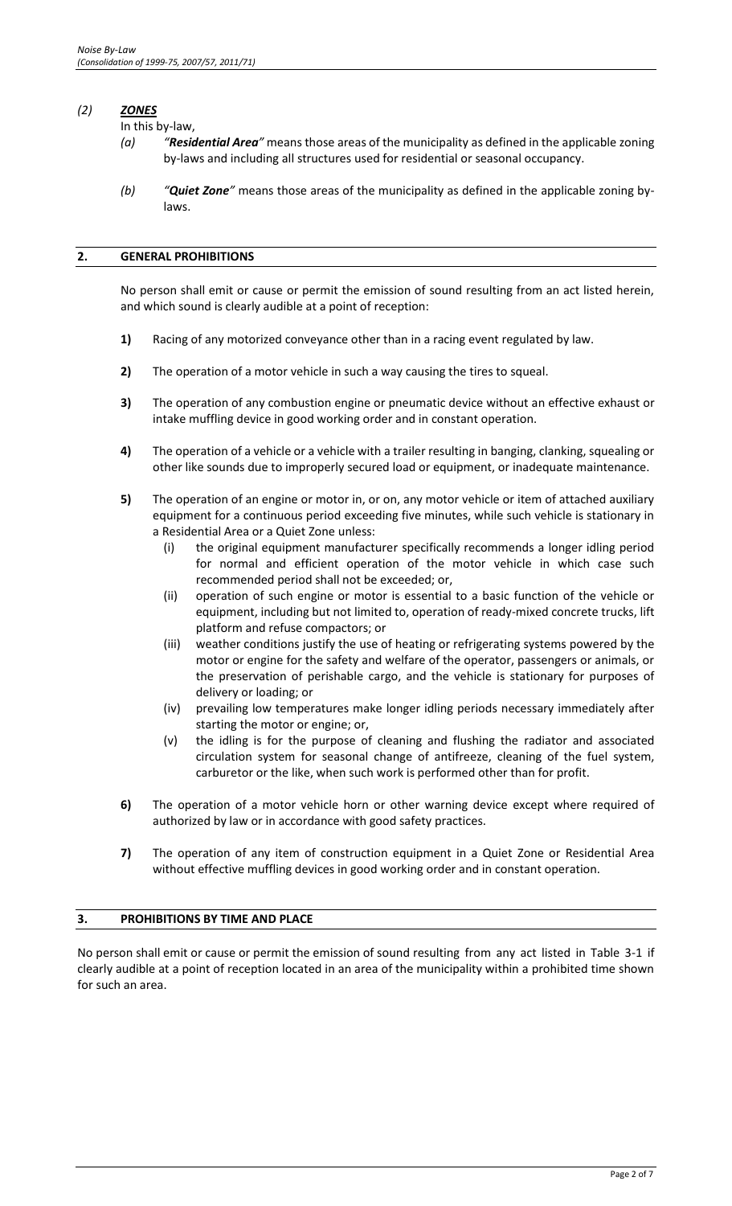*(2)* ***ZONES***

In this by-law,

*(a)* *"**Residential Area**"* means those areas of the municipality as defined in the applicable zoning by-laws and including all structures used for residential or seasonal occupancy.

*(b)* *"**Quiet Zone**"* means those areas of the municipality as defined in the applicable zoning by-laws.

## 2. GENERAL PROHIBITIONS

No person shall emit or cause or permit the emission of sound resulting from an act listed herein, and which sound is clearly audible at a point of reception:

**1)** Racing of any motorized conveyance other than in a racing event regulated by law.

**2)** The operation of a motor vehicle in such a way causing the tires to squeal.

**3)** The operation of any combustion engine or pneumatic device without an effective exhaust or intake muffling device in good working order and in constant operation.

**4)** The operation of a vehicle or a vehicle with a trailer resulting in banging, clanking, squealing or other like sounds due to improperly secured load or equipment, or inadequate maintenance.

**5)** The operation of an engine or motor in, or on, any motor vehicle or item of attached auxiliary equipment for a continuous period exceeding five minutes, while such vehicle is stationary in a Residential Area or a Quiet Zone unless:

(i) the original equipment manufacturer specifically recommends a longer idling period for normal and efficient operation of the motor vehicle in which case such recommended period shall not be exceeded; or,

(ii) operation of such engine or motor is essential to a basic function of the vehicle or equipment, including but not limited to, operation of ready-mixed concrete trucks, lift platform and refuse compactors; or

(iii) weather conditions justify the use of heating or refrigerating systems powered by the motor or engine for the safety and welfare of the operator, passengers or animals, or the preservation of perishable cargo, and the vehicle is stationary for purposes of delivery or loading; or

(iv) prevailing low temperatures make longer idling periods necessary immediately after starting the motor or engine; or,

(v) the idling is for the purpose of cleaning and flushing the radiator and associated circulation system for seasonal change of antifreeze, cleaning of the fuel system, carburetor or the like, when such work is performed other than for profit.

**6)** The operation of a motor vehicle horn or other warning device except where required of authorized by law or in accordance with good safety practices.

**7)** The operation of any item of construction equipment in a Quiet Zone or Residential Area without effective muffling devices in good working order and in constant operation.

## 3. PROHIBITIONS BY TIME AND PLACE

No person shall emit or cause or permit the emission of sound resulting from any act listed in Table 3-1 if clearly audible at a point of reception located in an area of the municipality within a prohibited time shown for such an area.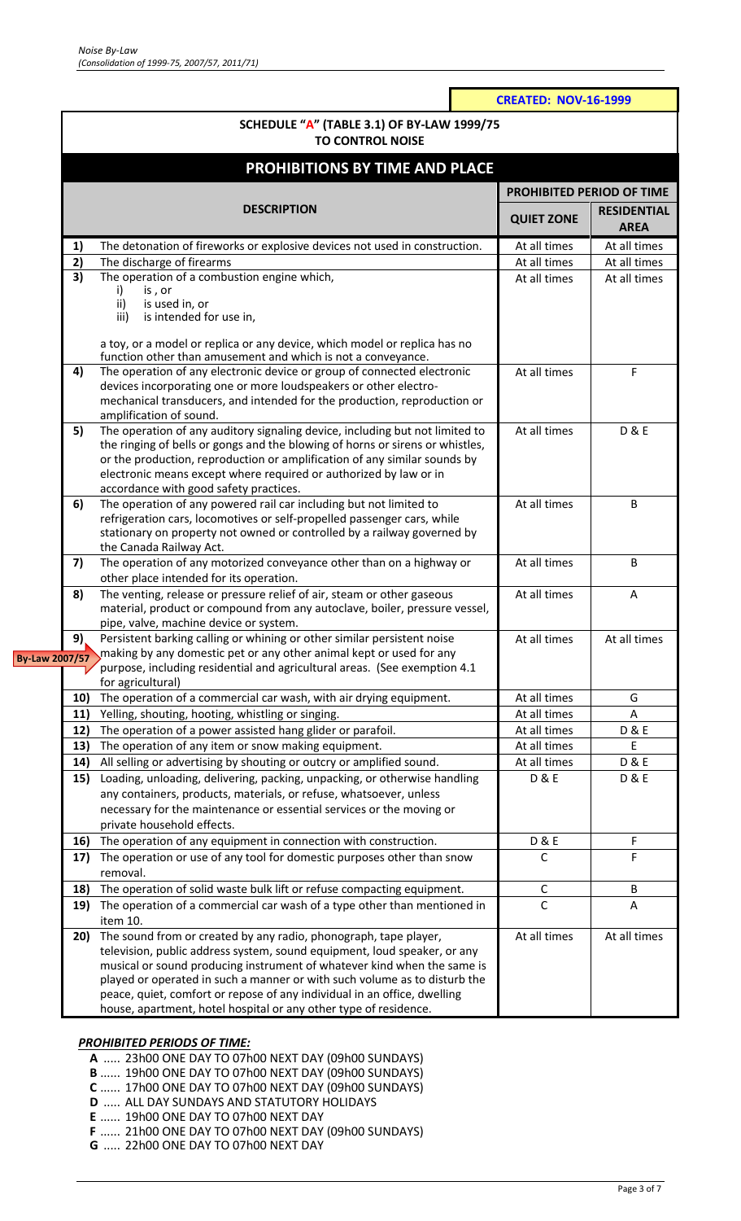CREATED: NOV-16-1999

## SCHEDULE "A" (TABLE 3.1) OF BY-LAW 1999/75 TO CONTROL NOISE

## PROHIBITIONS BY TIME AND PLACE

| | DESCRIPTION | PROHIBITED PERIOD OF TIME | |
|---|---|---|---|
| | | QUIET ZONE | RESIDENTIAL AREA |
| 1) | The detonation of fireworks or explosive devices not used in construction. | At all times | At all times |
| 2) | The discharge of firearms | At all times | At all times |
| 3) | The operation of a combustion engine which, i) is , or ii) is used in, or iii) is intended for use in, a toy, or a model or replica or any device, which model or replica has no function other than amusement and which is not a conveyance. | At all times | At all times |
| 4) | The operation of any electronic device or group of connected electronic devices incorporating one or more loudspeakers or other electro-mechanical transducers, and intended for the production, reproduction or amplification of sound. | At all times | F |
| 5) | The operation of any auditory signaling device, including but not limited to the ringing of bells or gongs and the blowing of horns or sirens or whistles, or the production, reproduction or amplification of any similar sounds by electronic means except where required or authorized by law or in accordance with good safety practices. | At all times | D & E |
| 6) | The operation of any powered rail car including but not limited to refrigeration cars, locomotives or self-propelled passenger cars, while stationary on property not owned or controlled by a railway governed by the Canada Railway Act. | At all times | B |
| 7) | The operation of any motorized conveyance other than on a highway or other place intended for its operation. | At all times | B |
| 8) | The venting, release or pressure relief of air, steam or other gaseous material, product or compound from any autoclave, boiler, pressure vessel, pipe, valve, machine device or system. | At all times | A |
| 9) | Persistent barking calling or whining or other similar persistent noise making by any domestic pet or any other animal kept or used for any purpose, including residential and agricultural areas. (See exemption 4.1 for agricultural) (By-Law 2007/57) | At all times | At all times |
| 10) | The operation of a commercial car wash, with air drying equipment. | At all times | G |
| 11) | Yelling, shouting, hooting, whistling or singing. | At all times | A |
| 12) | The operation of a power assisted hang glider or parafoil. | At all times | D & E |
| 13) | The operation of any item or snow making equipment. | At all times | E |
| 14) | All selling or advertising by shouting or outcry or amplified sound. | At all times | D & E |
| 15) | Loading, unloading, delivering, packing, unpacking, or otherwise handling any containers, products, materials, or refuse, whatsoever, unless necessary for the maintenance or essential services or the moving or private household effects. | D & E | D & E |
| 16) | The operation of any equipment in connection with construction. | D & E | F |
| 17) | The operation or use of any tool for domestic purposes other than snow removal. | C | F |
| 18) | The operation of solid waste bulk lift or refuse compacting equipment. | C | B |
| 19) | The operation of a commercial car wash of a type other than mentioned in item 10. | C | A |
| 20) | The sound from or created by any radio, phonograph, tape player, television, public address system, sound equipment, loud speaker, or any musical or sound producing instrument of whatever kind when the same is played or operated in such a manner or with such volume as to disturb the peace, quiet, comfort or repose of any individual in an office, dwelling house, apartment, hotel hospital or any other type of residence. | At all times | At all times |

***PROHIBITED PERIODS OF TIME:***

**A** ..... 23h00 ONE DAY TO 07h00 NEXT DAY (09h00 SUNDAYS)
**B** ...... 19h00 ONE DAY TO 07h00 NEXT DAY (09h00 SUNDAYS)
**C** ...... 17h00 ONE DAY TO 07h00 NEXT DAY (09h00 SUNDAYS)
**D** ..... ALL DAY SUNDAYS AND STATUTORY HOLIDAYS
**E** ...... 19h00 ONE DAY TO 07h00 NEXT DAY
**F** ...... 21h00 ONE DAY TO 07h00 NEXT DAY (09h00 SUNDAYS)
**G** ..... 22h00 ONE DAY TO 07h00 NEXT DAY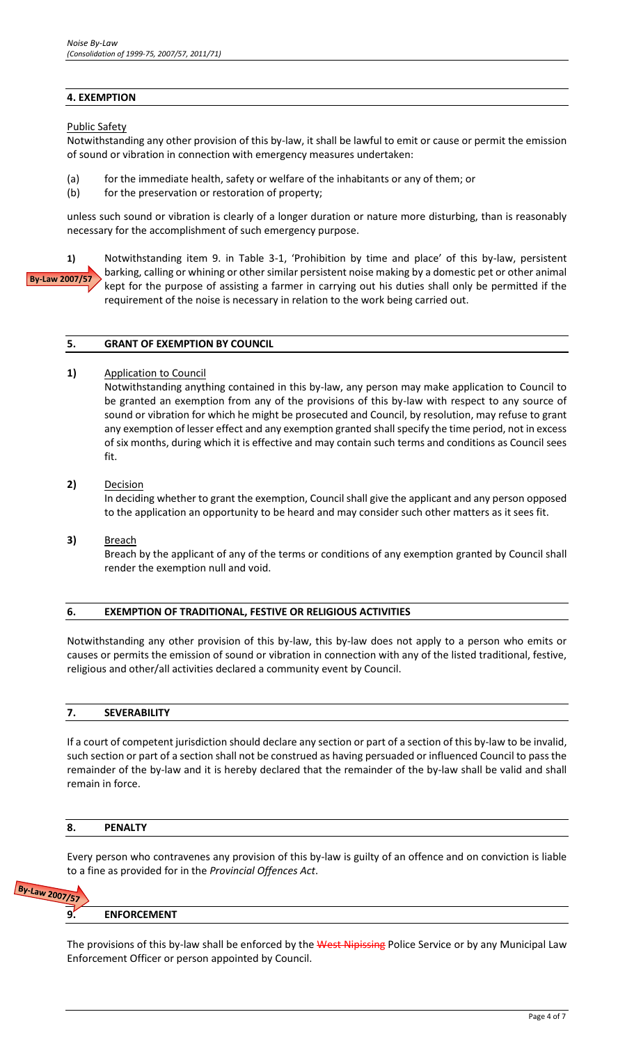## 4. EXEMPTION

Public Safety

Notwithstanding any other provision of this by-law, it shall be lawful to emit or cause or permit the emission of sound or vibration in connection with emergency measures undertaken:

(a) for the immediate health, safety or welfare of the inhabitants or any of them; or
(b) for the preservation or restoration of property;

unless such sound or vibration is clearly of a longer duration or nature more disturbing, than is reasonably necessary for the accomplishment of such emergency purpose.

By-Law 2007/57

**1)** Notwithstanding item 9. in Table 3-1, 'Prohibition by time and place' of this by-law, persistent barking, calling or whining or other similar persistent noise making by a domestic pet or other animal kept for the purpose of assisting a farmer in carrying out his duties shall only be permitted if the requirement of the noise is necessary in relation to the work being carried out.

## 5. GRANT OF EXEMPTION BY COUNCIL

**1)** Application to Council

Notwithstanding anything contained in this by-law, any person may make application to Council to be granted an exemption from any of the provisions of this by-law with respect to any source of sound or vibration for which he might be prosecuted and Council, by resolution, may refuse to grant any exemption of lesser effect and any exemption granted shall specify the time period, not in excess of six months, during which it is effective and may contain such terms and conditions as Council sees fit.

**2)** Decision

In deciding whether to grant the exemption, Council shall give the applicant and any person opposed to the application an opportunity to be heard and may consider such other matters as it sees fit.

**3)** Breach

Breach by the applicant of any of the terms or conditions of any exemption granted by Council shall render the exemption null and void.

## 6. EXEMPTION OF TRADITIONAL, FESTIVE OR RELIGIOUS ACTIVITIES

Notwithstanding any other provision of this by-law, this by-law does not apply to a person who emits or causes or permits the emission of sound or vibration in connection with any of the listed traditional, festive, religious and other/all activities declared a community event by Council.

## 7. SEVERABILITY

If a court of competent jurisdiction should declare any section or part of a section of this by-law to be invalid, such section or part of a section shall not be construed as having persuaded or influenced Council to pass the remainder of the by-law and it is hereby declared that the remainder of the by-law shall be valid and shall remain in force.

## 8. PENALTY

Every person who contravenes any provision of this by-law is guilty of an offence and on conviction is liable to a fine as provided for in the *Provincial Offences Act*.

By-Law 2007/57

## 9. ENFORCEMENT

The provisions of this by-law shall be enforced by the ~~West Nipissing~~ Police Service or by any Municipal Law Enforcement Officer or person appointed by Council.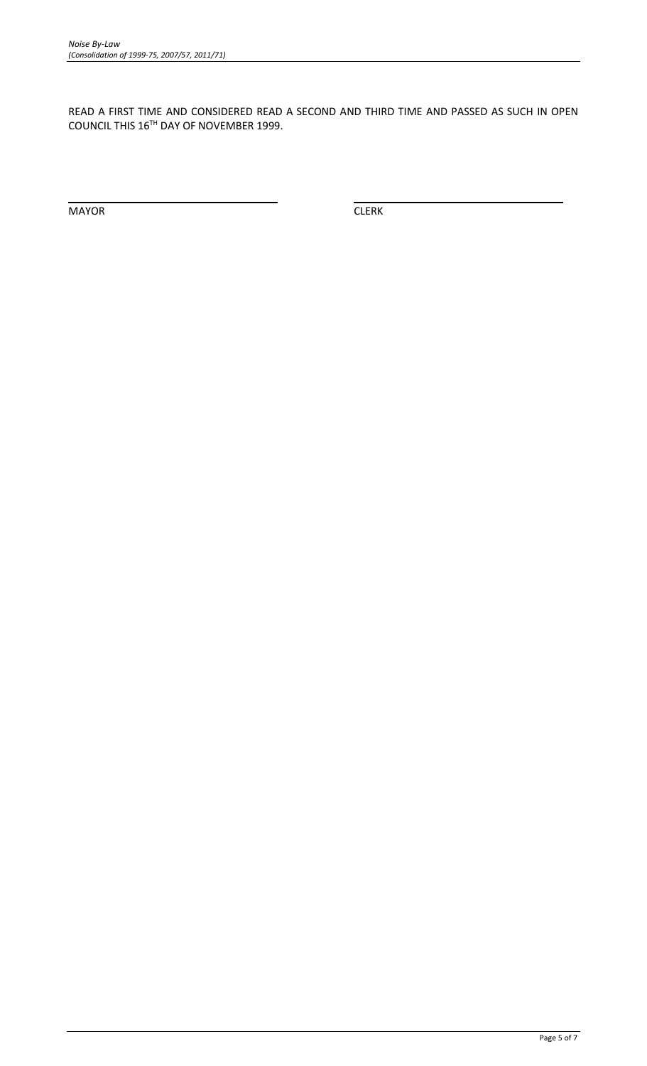READ A FIRST TIME AND CONSIDERED READ A SECOND AND THIRD TIME AND PASSED AS SUCH IN OPEN COUNCIL THIS 16TH DAY OF NOVEMBER 1999.

| \_\_\_\_\_\_\_\_\_\_\_\_\_\_\_\_\_\_\_\_\_\_\_\_\_\_\_\_\_\_ | \_\_\_\_\_\_\_\_\_\_\_\_\_\_\_\_\_\_\_\_\_\_\_\_\_\_\_\_\_\_ |
| --- | --- |
| MAYOR | CLERK |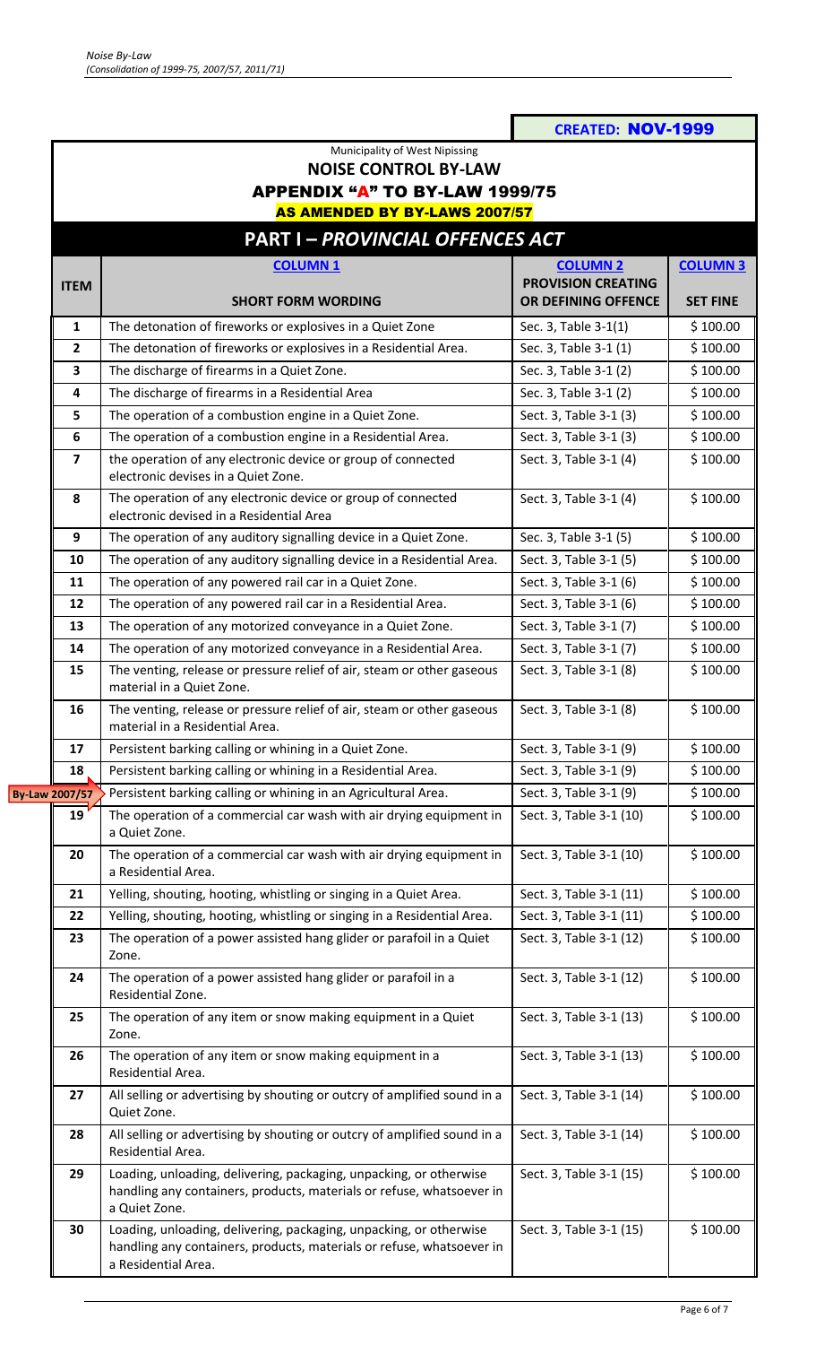**CREATED: NOV-1999**

Municipality of West Nipissing

**NOISE CONTROL BY-LAW**

**APPENDIX "A" TO BY-LAW 1999/75**

**AS AMENDED BY BY-LAWS 2007/57**

## PART I – *PROVINCIAL OFFENCES ACT*

| ITEM | COLUMN 1<br>SHORT FORM WORDING | COLUMN 2<br>PROVISION CREATING OR DEFINING OFFENCE | COLUMN 3<br>SET FINE |
|---|---|---|---|
| 1 | The detonation of fireworks or explosives in a Quiet Zone | Sec. 3, Table 3-1(1) | $ 100.00 |
| 2 | The detonation of fireworks or explosives in a Residential Area. | Sec. 3, Table 3-1 (1) | $ 100.00 |
| 3 | The discharge of firearms in a Quiet Zone. | Sec. 3, Table 3-1 (2) | $ 100.00 |
| 4 | The discharge of firearms in a Residential Area | Sec. 3, Table 3-1 (2) | $ 100.00 |
| 5 | The operation of a combustion engine in a Quiet Zone. | Sect. 3, Table 3-1 (3) | $ 100.00 |
| 6 | The operation of a combustion engine in a Residential Area. | Sect. 3, Table 3-1 (3) | $ 100.00 |
| 7 | the operation of any electronic device or group of connected electronic devises in a Quiet Zone. | Sect. 3, Table 3-1 (4) | $ 100.00 |
| 8 | The operation of any electronic device or group of connected electronic devised in a Residential Area | Sect. 3, Table 3-1 (4) | $ 100.00 |
| 9 | The operation of any auditory signalling device in a Quiet Zone. | Sec. 3, Table 3-1 (5) | $ 100.00 |
| 10 | The operation of any auditory signalling device in a Residential Area. | Sect. 3, Table 3-1 (5) | $ 100.00 |
| 11 | The operation of any powered rail car in a Quiet Zone. | Sect. 3, Table 3-1 (6) | $ 100.00 |
| 12 | The operation of any powered rail car in a Residential Area. | Sect. 3, Table 3-1 (6) | $ 100.00 |
| 13 | The operation of any motorized conveyance in a Quiet Zone. | Sect. 3, Table 3-1 (7) | $ 100.00 |
| 14 | The operation of any motorized conveyance in a Residential Area. | Sect. 3, Table 3-1 (7) | $ 100.00 |
| 15 | The venting, release or pressure relief of air, steam or other gaseous material in a Quiet Zone. | Sect. 3, Table 3-1 (8) | $ 100.00 |
| 16 | The venting, release or pressure relief of air, steam or other gaseous material in a Residential Area. | Sect. 3, Table 3-1 (8) | $ 100.00 |
| 17 | Persistent barking calling or whining in a Quiet Zone. | Sect. 3, Table 3-1 (9) | $ 100.00 |
| 18 | Persistent barking calling or whining in a Residential Area. | Sect. 3, Table 3-1 (9) | $ 100.00 |
| By-Law 2007/57 | Persistent barking calling or whining in an Agricultural Area. | Sect. 3, Table 3-1 (9) | $ 100.00 |
| 19 | The operation of a commercial car wash with air drying equipment in a Quiet Zone. | Sect. 3, Table 3-1 (10) | $ 100.00 |
| 20 | The operation of a commercial car wash with air drying equipment in a Residential Area. | Sect. 3, Table 3-1 (10) | $ 100.00 |
| 21 | Yelling, shouting, hooting, whistling or singing in a Quiet Area. | Sect. 3, Table 3-1 (11) | $ 100.00 |
| 22 | Yelling, shouting, hooting, whistling or singing in a Residential Area. | Sect. 3, Table 3-1 (11) | $ 100.00 |
| 23 | The operation of a power assisted hang glider or parafoil in a Quiet Zone. | Sect. 3, Table 3-1 (12) | $ 100.00 |
| 24 | The operation of a power assisted hang glider or parafoil in a Residential Zone. | Sect. 3, Table 3-1 (12) | $ 100.00 |
| 25 | The operation of any item or snow making equipment in a Quiet Zone. | Sect. 3, Table 3-1 (13) | $ 100.00 |
| 26 | The operation of any item or snow making equipment in a Residential Area. | Sect. 3, Table 3-1 (13) | $ 100.00 |
| 27 | All selling or advertising by shouting or outcry of amplified sound in a Quiet Zone. | Sect. 3, Table 3-1 (14) | $ 100.00 |
| 28 | All selling or advertising by shouting or outcry of amplified sound in a Residential Area. | Sect. 3, Table 3-1 (14) | $ 100.00 |
| 29 | Loading, unloading, delivering, packaging, unpacking, or otherwise handling any containers, products, materials or refuse, whatsoever in a Quiet Zone. | Sect. 3, Table 3-1 (15) | $ 100.00 |
| 30 | Loading, unloading, delivering, packaging, unpacking, or otherwise handling any containers, products, materials or refuse, whatsoever in a Residential Area. | Sect. 3, Table 3-1 (15) | $ 100.00 |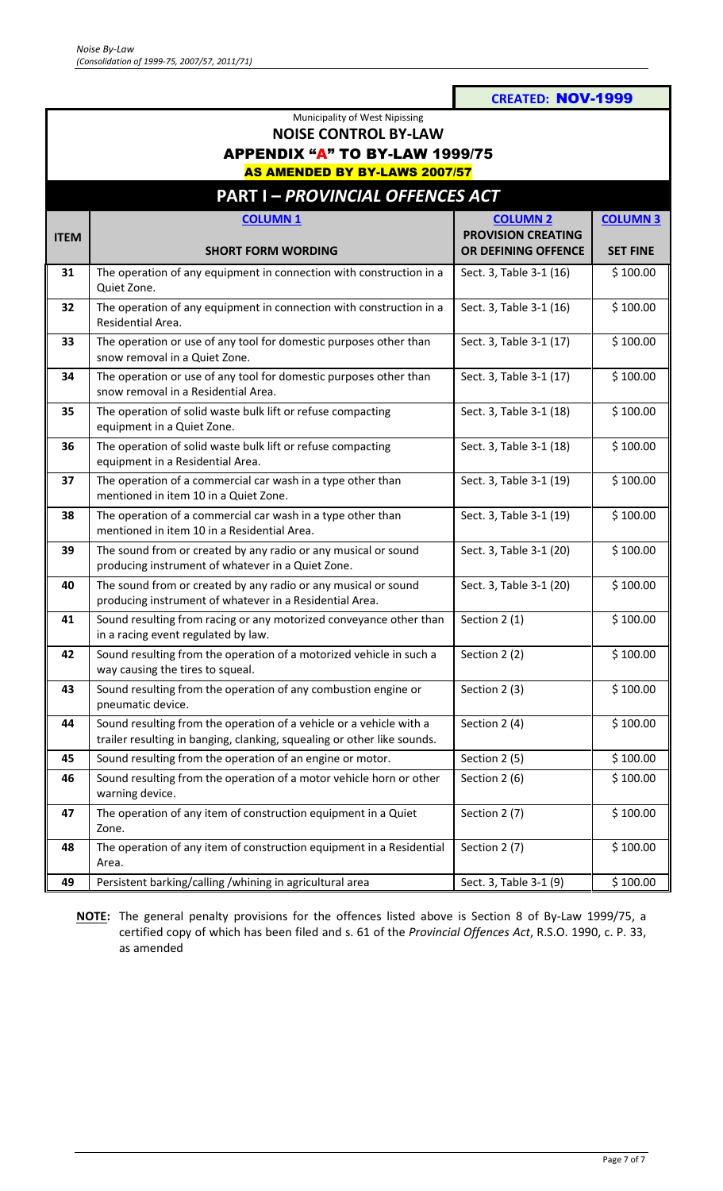**CREATED: NOV-1999**

Municipality of West Nipissing

**NOISE CONTROL BY-LAW**

**APPENDIX "A" TO BY-LAW 1999/75**

**AS AMENDED BY BY-LAWS 2007/57**

## PART I – *PROVINCIAL OFFENCES ACT*

| ITEM | COLUMN 1<br>SHORT FORM WORDING | COLUMN 2<br>PROVISION CREATING OR DEFINING OFFENCE | COLUMN 3<br>SET FINE |
|---|---|---|---|
| 31 | The operation of any equipment in connection with construction in a Quiet Zone. | Sect. 3, Table 3-1 (16) | $ 100.00 |
| 32 | The operation of any equipment in connection with construction in a Residential Area. | Sect. 3, Table 3-1 (16) | $ 100.00 |
| 33 | The operation or use of any tool for domestic purposes other than snow removal in a Quiet Zone. | Sect. 3, Table 3-1 (17) | $ 100.00 |
| 34 | The operation or use of any tool for domestic purposes other than snow removal in a Residential Area. | Sect. 3, Table 3-1 (17) | $ 100.00 |
| 35 | The operation of solid waste bulk lift or refuse compacting equipment in a Quiet Zone. | Sect. 3, Table 3-1 (18) | $ 100.00 |
| 36 | The operation of solid waste bulk lift or refuse compacting equipment in a Residential Area. | Sect. 3, Table 3-1 (18) | $ 100.00 |
| 37 | The operation of a commercial car wash in a type other than mentioned in item 10 in a Quiet Zone. | Sect. 3, Table 3-1 (19) | $ 100.00 |
| 38 | The operation of a commercial car wash in a type other than mentioned in item 10 in a Residential Area. | Sect. 3, Table 3-1 (19) | $ 100.00 |
| 39 | The sound from or created by any radio or any musical or sound producing instrument of whatever in a Quiet Zone. | Sect. 3, Table 3-1 (20) | $ 100.00 |
| 40 | The sound from or created by any radio or any musical or sound producing instrument of whatever in a Residential Area. | Sect. 3, Table 3-1 (20) | $ 100.00 |
| 41 | Sound resulting from racing or any motorized conveyance other than in a racing event regulated by law. | Section 2 (1) | $ 100.00 |
| 42 | Sound resulting from the operation of a motorized vehicle in such a way causing the tires to squeal. | Section 2 (2) | $ 100.00 |
| 43 | Sound resulting from the operation of any combustion engine or pneumatic device. | Section 2 (3) | $ 100.00 |
| 44 | Sound resulting from the operation of a vehicle or a vehicle with a trailer resulting in banging, clanking, squealing or other like sounds. | Section 2 (4) | $ 100.00 |
| 45 | Sound resulting from the operation of an engine or motor. | Section 2 (5) | $ 100.00 |
| 46 | Sound resulting from the operation of a motor vehicle horn or other warning device. | Section 2 (6) | $ 100.00 |
| 47 | The operation of any item of construction equipment in a Quiet Zone. | Section 2 (7) | $ 100.00 |
| 48 | The operation of any item of construction equipment in a Residential Area. | Section 2 (7) | $ 100.00 |
| 49 | Persistent barking/calling /whining in agricultural area | Sect. 3, Table 3-1 (9) | $ 100.00 |

**NOTE:** The general penalty provisions for the offences listed above is Section 8 of By-Law 1999/75, a certified copy of which has been filed and s. 61 of the *Provincial Offences Act*, R.S.O. 1990, c. P. 33, as amended